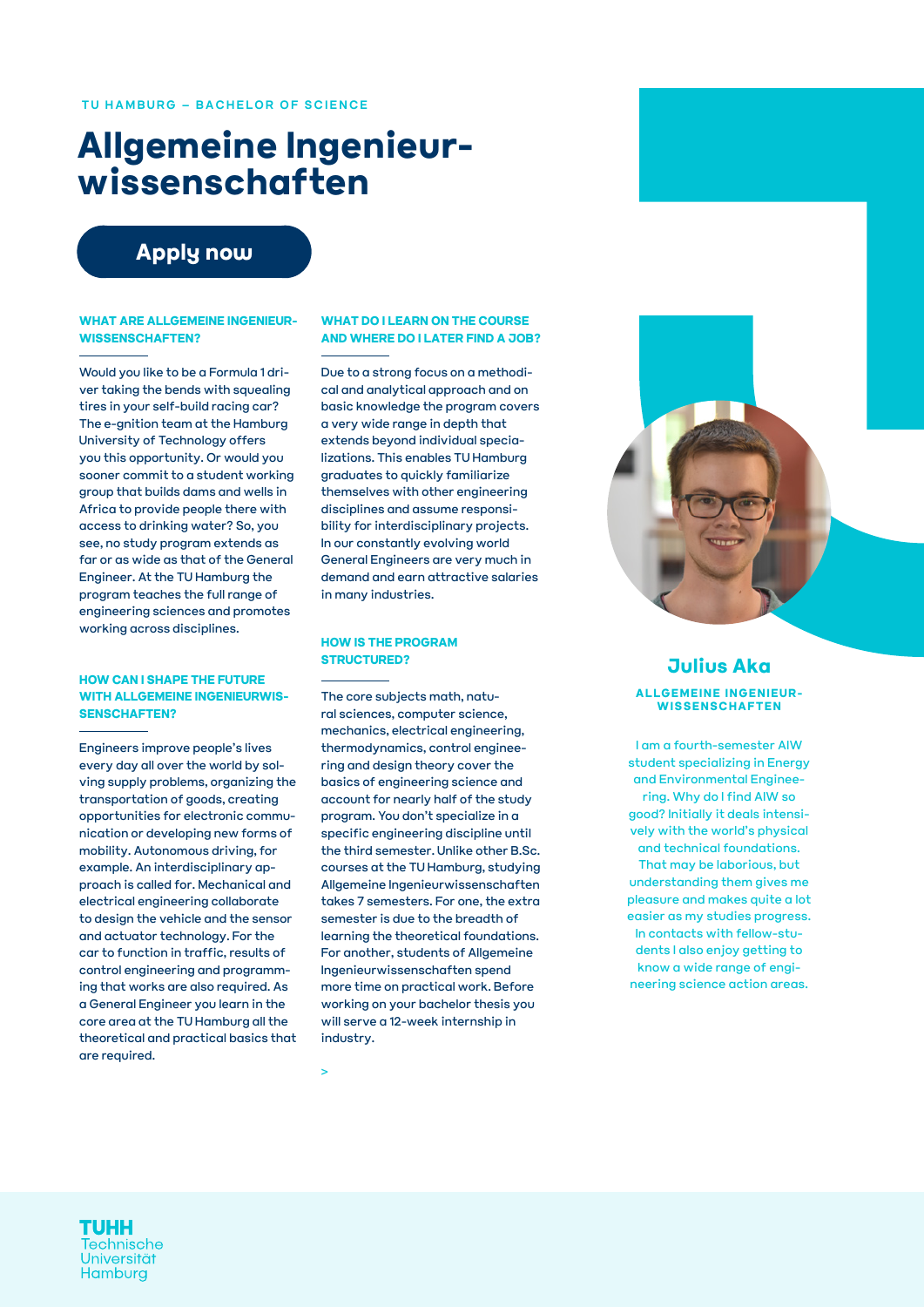TU HAMBURG – BACHELOR OF SCIENCE

# Allgemeine Ingenieur­wissenschaften

Apply now

### WHAT ARE ALLGEMEINE INGENIEUR­WISSENSCHAFTEN?

Would you like to be a Formula 1 driver taking the bends with squealing tires in your self-build racing car? The e-gnition team at the Hamburg University of Technology offers you this opportunity. Or would you sooner commit to a student working group that builds dams and wells in Africa to provide people there with access to drinking water? So, you see, no study program extends as far or as wide as that of the General Engineer. At the TU Hamburg the program teaches the full range of engineering sciences and promotes working across disciplines.

### HOW CAN I SHAPE THE FUTURE WITH ALLGEMEINE INGENIEURWISSENSCHAFTEN?

Engineers improve people's lives every day all over the world by solving supply problems, organizing the transportation of goods, creating opportunities for electronic communication or developing new forms of mobility. Autonomous driving, for example. An interdisciplinary approach is called for. Mechanical and electrical engineering collaborate to design the vehicle and the sensor and actuator technology. For the car to function in traffic, results of control engineering and programming that works are also required. As a General Engineer you learn in the core area at the TU Hamburg all the theoretical and practical basics that are required.

### WHAT DO I LEARN ON THE COURSE AND WHERE DO I LATER FIND A JOB?

Due to a strong focus on a methodical and analytical approach and on basic knowledge the program covers a very wide range in depth that extends beyond individual specializations. This enables TU Hamburg graduates to quickly familiarize themselves with other engineering disciplines and assume responsibility for interdisciplinary projects. In our constantly evolving world General Engineers are very much in demand and earn attractive salaries in many industries.

### HOW IS THE PROGRAM STRUCTURED?

The core subjects math, natural sciences, computer science, mechanics, electrical engineering, thermodynamics, control engineering and design theory cover the basics of engineering science and account for nearly half of the study program. You don't specialize in a specific engineering discipline until the third semester. Unlike other B.Sc. courses at the TU Hamburg, studying Allgemeine Ingenieurwissenschaften takes 7 semesters. For one, the extra semester is due to the breadth of learning the theoretical foundations. For another, students of Allgemeine Ingenieurwissenschaften spend more time on practical work. Before working on your bachelor thesis you will serve a 12-week internship in industry.

>

## Julius Aka

ALLGEMEINE INGENIEUR­WISSENSCHAFTEN

I am a fourth-semester AIW student specializing in Energy and Environmental Engineering. Why do I find AIW so good? Initially it deals intensively with the world's physical and technical foundations. That may be laborious, but understanding them gives me pleasure and makes quite a lot easier as my studies progress. In contacts with fellow-students I also enjoy getting to know a wide range of engineering science action areas.

TUHH Technische Universität Hamburg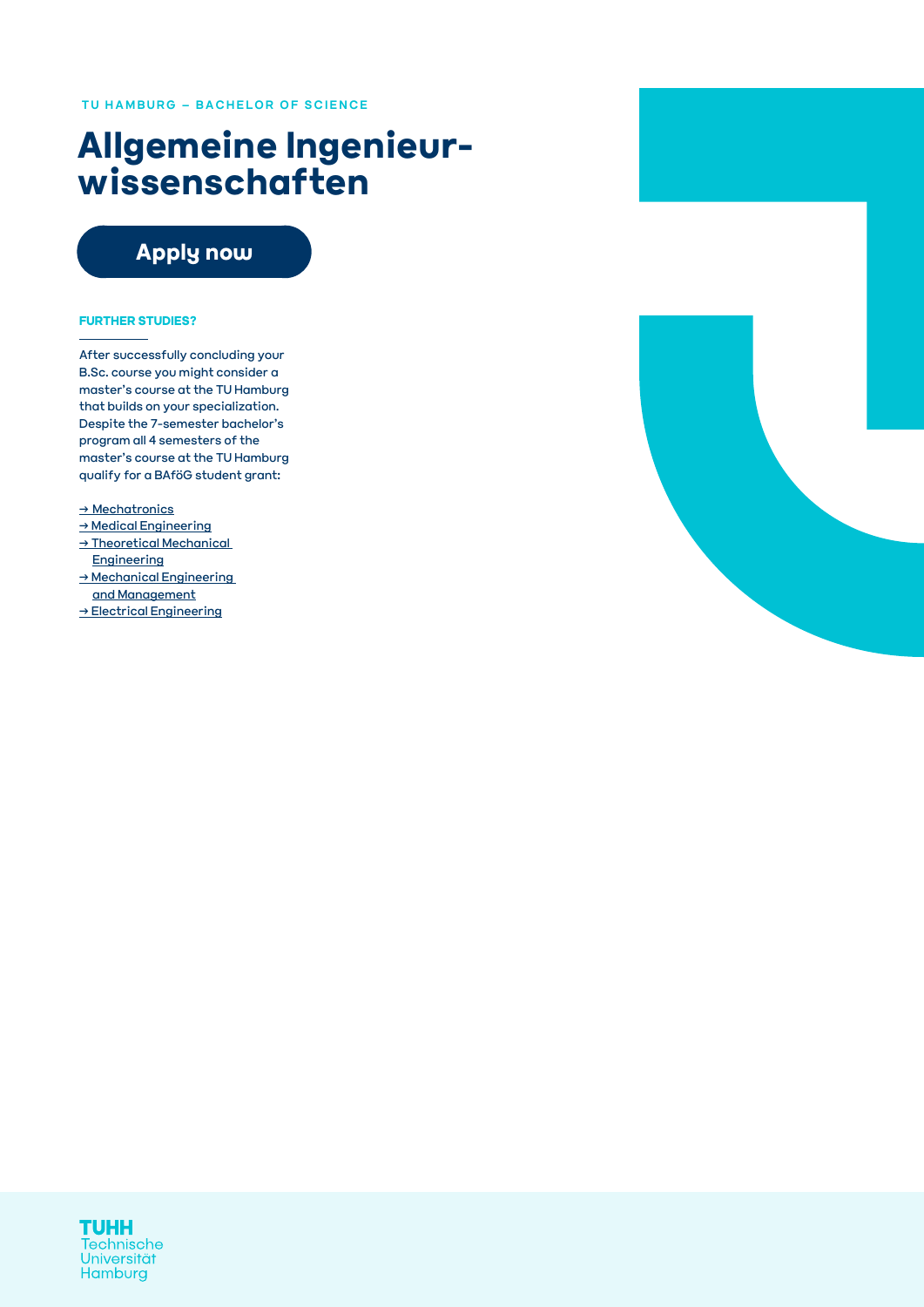TU HAMBURG – BACHELOR OF SCIENCE

# Allgemeine Ingenieurwissenschaften

Apply now

## FURTHER STUDIES?

After successfully concluding your B.Sc. course you might consider a master's course at the TU Hamburg that builds on your specialization. Despite the 7-semester bachelor's program all 4 semesters of the master's course at the TU Hamburg qualify for a BAföG student grant:

- → Mechatronics
- → Medical Engineering
- → Theoretical Mechanical Engineering
- → Mechanical Engineering and Management
- → Electrical Engineering

TUHH
Technische
Universität
Hamburg